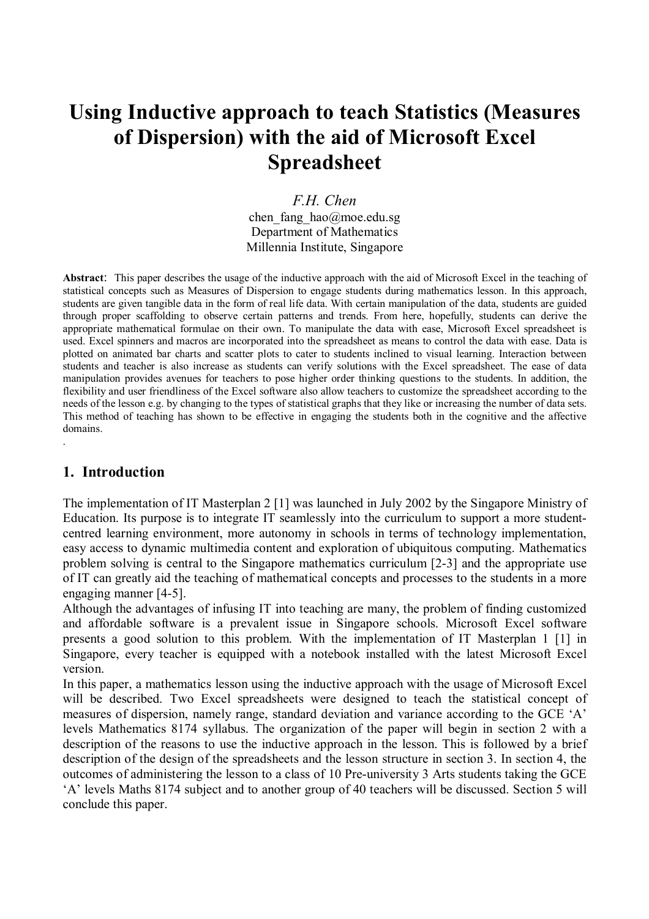# Using Inductive approach to teach Statistics (Measures of Dispersion) with the aid of Microsoft Excel Spreadsheet

*F.H. Chen*
chen_fang_hao@moe.edu.sg
Department of Mathematics
Millennia Institute, Singapore

**Abstract**: This paper describes the usage of the inductive approach with the aid of Microsoft Excel in the teaching of statistical concepts such as Measures of Dispersion to engage students during mathematics lesson. In this approach, students are given tangible data in the form of real life data. With certain manipulation of the data, students are guided through proper scaffolding to observe certain patterns and trends. From here, hopefully, students can derive the appropriate mathematical formulae on their own. To manipulate the data with ease, Microsoft Excel spreadsheet is used. Excel spinners and macros are incorporated into the spreadsheet as means to control the data with ease. Data is plotted on animated bar charts and scatter plots to cater to students inclined to visual learning. Interaction between students and teacher is also increase as students can verify solutions with the Excel spreadsheet. The ease of data manipulation provides avenues for teachers to pose higher order thinking questions to the students. In addition, the flexibility and user friendliness of the Excel software also allow teachers to customize the spreadsheet according to the needs of the lesson e.g. by changing to the types of statistical graphs that they like or increasing the number of data sets. This method of teaching has shown to be effective in engaging the students both in the cognitive and the affective domains.

## 1. Introduction

The implementation of IT Masterplan 2 [1] was launched in July 2002 by the Singapore Ministry of Education. Its purpose is to integrate IT seamlessly into the curriculum to support a more student-centred learning environment, more autonomy in schools in terms of technology implementation, easy access to dynamic multimedia content and exploration of ubiquitous computing. Mathematics problem solving is central to the Singapore mathematics curriculum [2-3] and the appropriate use of IT can greatly aid the teaching of mathematical concepts and processes to the students in a more engaging manner [4-5].

Although the advantages of infusing IT into teaching are many, the problem of finding customized and affordable software is a prevalent issue in Singapore schools. Microsoft Excel software presents a good solution to this problem. With the implementation of IT Masterplan 1 [1] in Singapore, every teacher is equipped with a notebook installed with the latest Microsoft Excel version.

In this paper, a mathematics lesson using the inductive approach with the usage of Microsoft Excel will be described. Two Excel spreadsheets were designed to teach the statistical concept of measures of dispersion, namely range, standard deviation and variance according to the GCE 'A' levels Mathematics 8174 syllabus. The organization of the paper will begin in section 2 with a description of the reasons to use the inductive approach in the lesson. This is followed by a brief description of the design of the spreadsheets and the lesson structure in section 3. In section 4, the outcomes of administering the lesson to a class of 10 Pre-university 3 Arts students taking the GCE 'A' levels Maths 8174 subject and to another group of 40 teachers will be discussed. Section 5 will conclude this paper.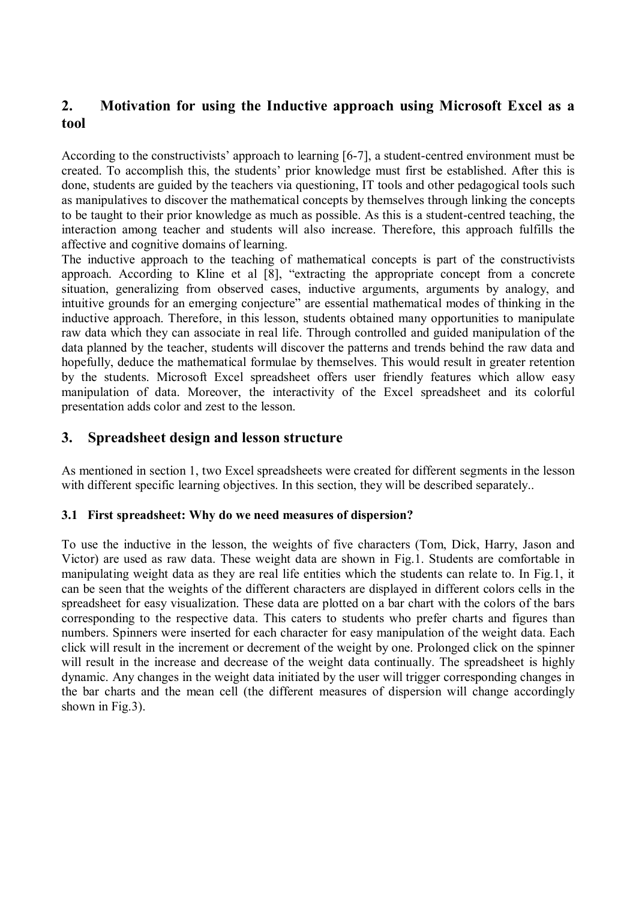## 2. Motivation for using the Inductive approach using Microsoft Excel as a tool

According to the constructivists' approach to learning [6-7], a student-centred environment must be created. To accomplish this, the students' prior knowledge must first be established. After this is done, students are guided by the teachers via questioning, IT tools and other pedagogical tools such as manipulatives to discover the mathematical concepts by themselves through linking the concepts to be taught to their prior knowledge as much as possible. As this is a student-centred teaching, the interaction among teacher and students will also increase. Therefore, this approach fulfills the affective and cognitive domains of learning.

The inductive approach to the teaching of mathematical concepts is part of the constructivists approach. According to Kline et al [8], "extracting the appropriate concept from a concrete situation, generalizing from observed cases, inductive arguments, arguments by analogy, and intuitive grounds for an emerging conjecture" are essential mathematical modes of thinking in the inductive approach. Therefore, in this lesson, students obtained many opportunities to manipulate raw data which they can associate in real life. Through controlled and guided manipulation of the data planned by the teacher, students will discover the patterns and trends behind the raw data and hopefully, deduce the mathematical formulae by themselves. This would result in greater retention by the students. Microsoft Excel spreadsheet offers user friendly features which allow easy manipulation of data. Moreover, the interactivity of the Excel spreadsheet and its colorful presentation adds color and zest to the lesson.

## 3. Spreadsheet design and lesson structure

As mentioned in section 1, two Excel spreadsheets were created for different segments in the lesson with different specific learning objectives. In this section, they will be described separately..

### 3.1 First spreadsheet: Why do we need measures of dispersion?

To use the inductive in the lesson, the weights of five characters (Tom, Dick, Harry, Jason and Victor) are used as raw data. These weight data are shown in Fig.1. Students are comfortable in manipulating weight data as they are real life entities which the students can relate to. In Fig.1, it can be seen that the weights of the different characters are displayed in different colors cells in the spreadsheet for easy visualization. These data are plotted on a bar chart with the colors of the bars corresponding to the respective data. This caters to students who prefer charts and figures than numbers. Spinners were inserted for each character for easy manipulation of the weight data. Each click will result in the increment or decrement of the weight by one. Prolonged click on the spinner will result in the increase and decrease of the weight data continually. The spreadsheet is highly dynamic. Any changes in the weight data initiated by the user will trigger corresponding changes in the bar charts and the mean cell (the different measures of dispersion will change accordingly shown in Fig.3).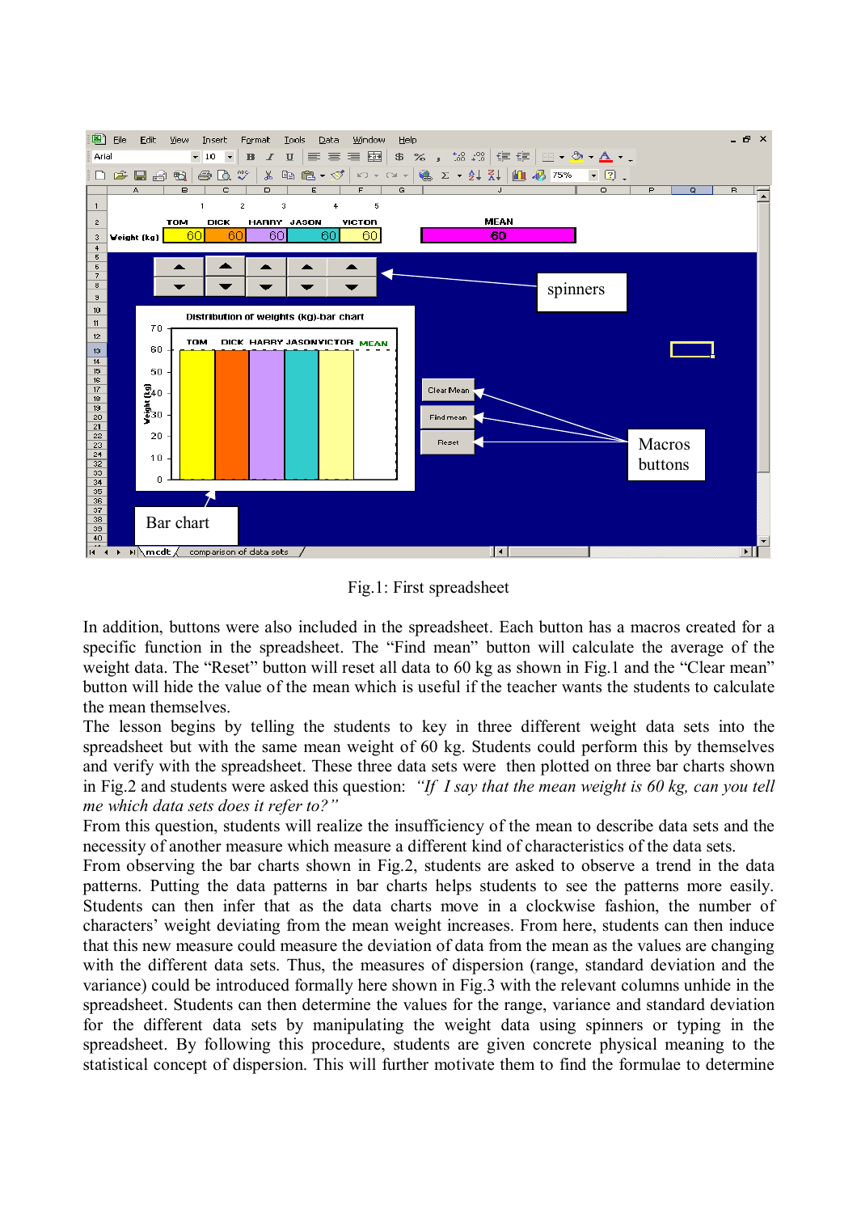Fig.1: First spreadsheet

In addition, buttons were also included in the spreadsheet. Each button has a macros created for a specific function in the spreadsheet. The “Find mean” button will calculate the average of the weight data. The “Reset” button will reset all data to 60 kg as shown in Fig.1 and the “Clear mean” button will hide the value of the mean which is useful if the teacher wants the students to calculate the mean themselves.

The lesson begins by telling the students to key in three different weight data sets into the spreadsheet but with the same mean weight of 60 kg. Students could perform this by themselves and verify with the spreadsheet. These three data sets were then plotted on three bar charts shown in Fig.2 and students were asked this question: *“If I say that the mean weight is 60 kg, can you tell me which data sets does it refer to?”*

From this question, students will realize the insufficiency of the mean to describe data sets and the necessity of another measure which measure a different kind of characteristics of the data sets.

From observing the bar charts shown in Fig.2, students are asked to observe a trend in the data patterns. Putting the data patterns in bar charts helps students to see the patterns more easily. Students can then infer that as the data charts move in a clockwise fashion, the number of characters’ weight deviating from the mean weight increases. From here, students can then induce that this new measure could measure the deviation of data from the mean as the values are changing with the different data sets. Thus, the measures of dispersion (range, standard deviation and the variance) could be introduced formally here shown in Fig.3 with the relevant columns unhide in the spreadsheet. Students can then determine the values for the range, variance and standard deviation for the different data sets by manipulating the weight data using spinners or typing in the spreadsheet. By following this procedure, students are given concrete physical meaning to the statistical concept of dispersion. This will further motivate them to find the formulae to determine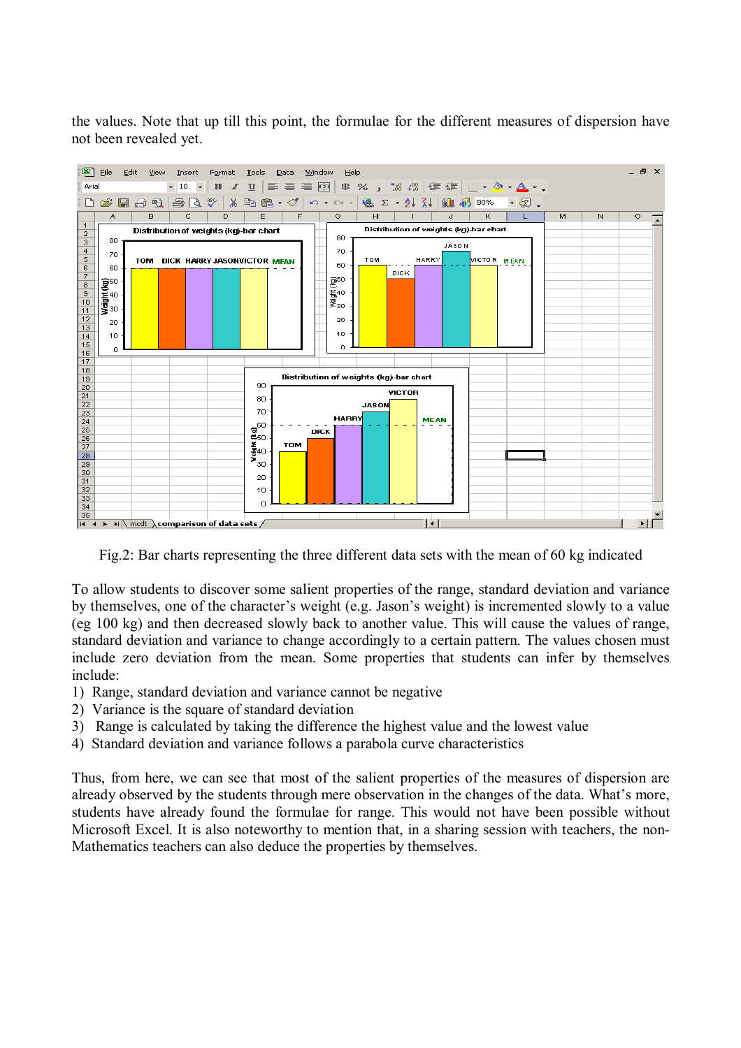the values. Note that up till this point, the formulae for the different measures of dispersion have not been revealed yet.

Fig.2: Bar charts representing the three different data sets with the mean of 60 kg indicated

To allow students to discover some salient properties of the range, standard deviation and variance by themselves, one of the character's weight (e.g. Jason's weight) is incremented slowly to a value (eg 100 kg) and then decreased slowly back to another value. This will cause the values of range, standard deviation and variance to change accordingly to a certain pattern. The values chosen must include zero deviation from the mean. Some properties that students can infer by themselves include:

1) Range, standard deviation and variance cannot be negative
2) Variance is the square of standard deviation
3) Range is calculated by taking the difference the highest value and the lowest value
4) Standard deviation and variance follows a parabola curve characteristics

Thus, from here, we can see that most of the salient properties of the measures of dispersion are already observed by the students through mere observation in the changes of the data. What's more, students have already found the formulae for range. This would not have been possible without Microsoft Excel. It is also noteworthy to mention that, in a sharing session with teachers, the non-Mathematics teachers can also deduce the properties by themselves.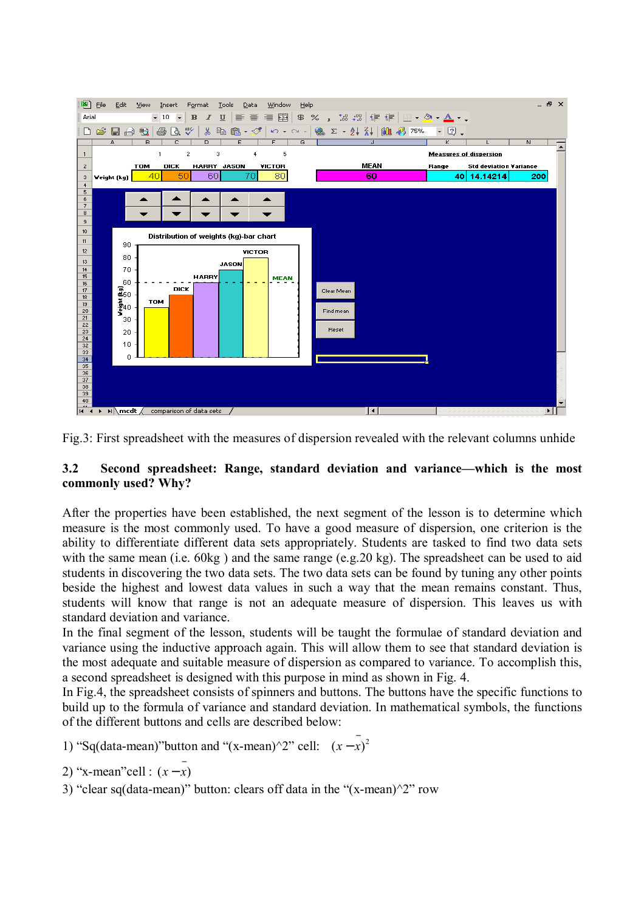Fig.3: First spreadsheet with the measures of dispersion revealed with the relevant columns unhide

### 3.2 Second spreadsheet: Range, standard deviation and variance—which is the most commonly used? Why?

After the properties have been established, the next segment of the lesson is to determine which measure is the most commonly used. To have a good measure of dispersion, one criterion is the ability to differentiate different data sets appropriately. Students are tasked to find two data sets with the same mean (i.e. 60kg ) and the same range (e.g.20 kg). The spreadsheet can be used to aid students in discovering the two data sets. The two data sets can be found by tuning any other points beside the highest and lowest data values in such a way that the mean remains constant. Thus, students will know that range is not an adequate measure of dispersion. This leaves us with standard deviation and variance.

In the final segment of the lesson, students will be taught the formulae of standard deviation and variance using the inductive approach again. This will allow them to see that standard deviation is the most adequate and suitable measure of dispersion as compared to variance. To accomplish this, a second spreadsheet is designed with this purpose in mind as shown in Fig. 4.

In Fig.4, the spreadsheet consists of spinners and buttons. The buttons have the specific functions to build up to the formula of variance and standard deviation. In mathematical symbols, the functions of the different buttons and cells are described below:

1) "Sq(data-mean)"button and "(x-mean)^2" cell: $(x - \bar{x})^2$

2) "x-mean"cell : $(x - \bar{x})$

3) "clear sq(data-mean)" button: clears off data in the "(x-mean)^2" row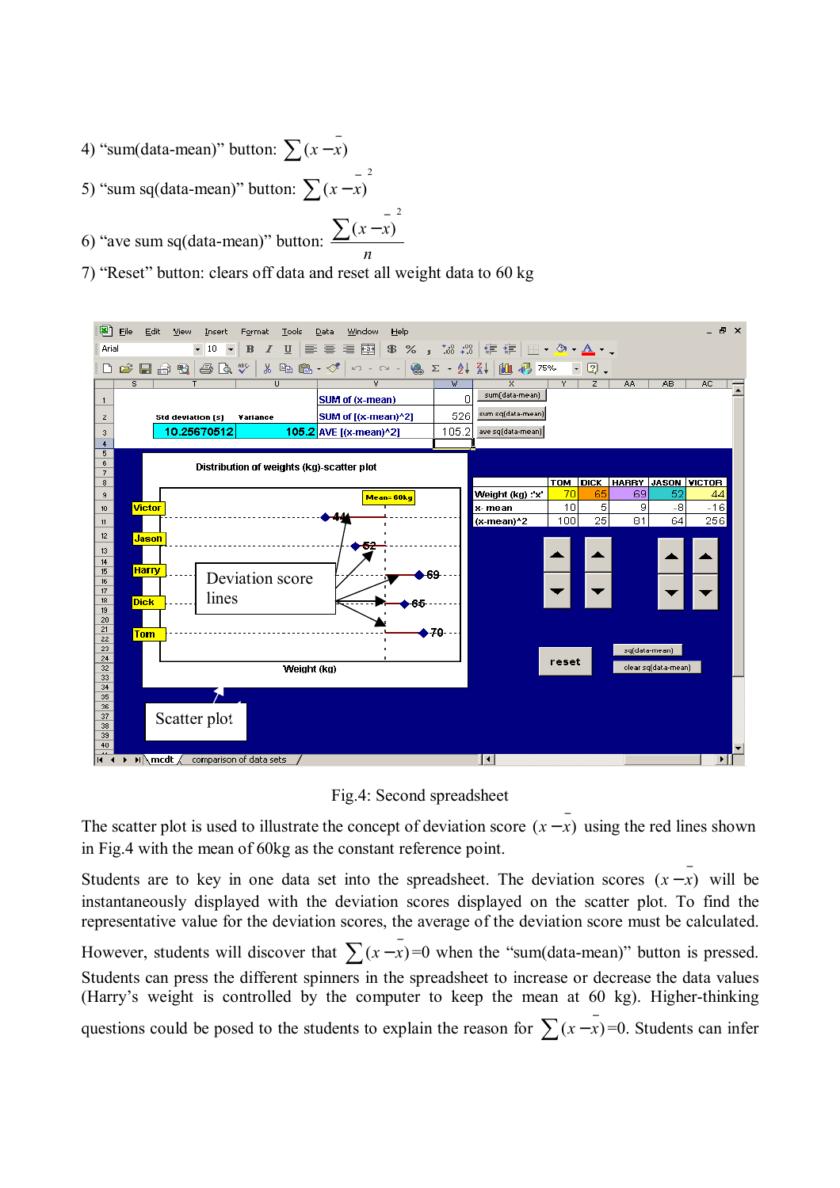4) "sum(data-mean)" button: $\sum (x - \bar{x})$

5) "sum sq(data-mean)" button: $\sum (x - \bar{x})^2$

6) "ave sum sq(data-mean)" button: $\dfrac{\sum (x - \bar{x})^2}{n}$

7) "Reset" button: clears off data and reset all weight data to 60 kg

Fig.4: Second spreadsheet

The scatter plot is used to illustrate the concept of deviation score $(x - \bar{x})$ using the red lines shown in Fig.4 with the mean of 60kg as the constant reference point.

Students are to key in one data set into the spreadsheet. The deviation scores $(x - \bar{x})$ will be instantaneously displayed with the deviation scores displayed on the scatter plot. To find the representative value for the deviation scores, the average of the deviation score must be calculated. However, students will discover that $\sum (x - \bar{x}) = 0$ when the "sum(data-mean)" button is pressed. Students can press the different spinners in the spreadsheet to increase or decrease the data values (Harry's weight is controlled by the computer to keep the mean at 60 kg). Higher-thinking questions could be posed to the students to explain the reason for $\sum (x - \bar{x}) = 0$. Students can infer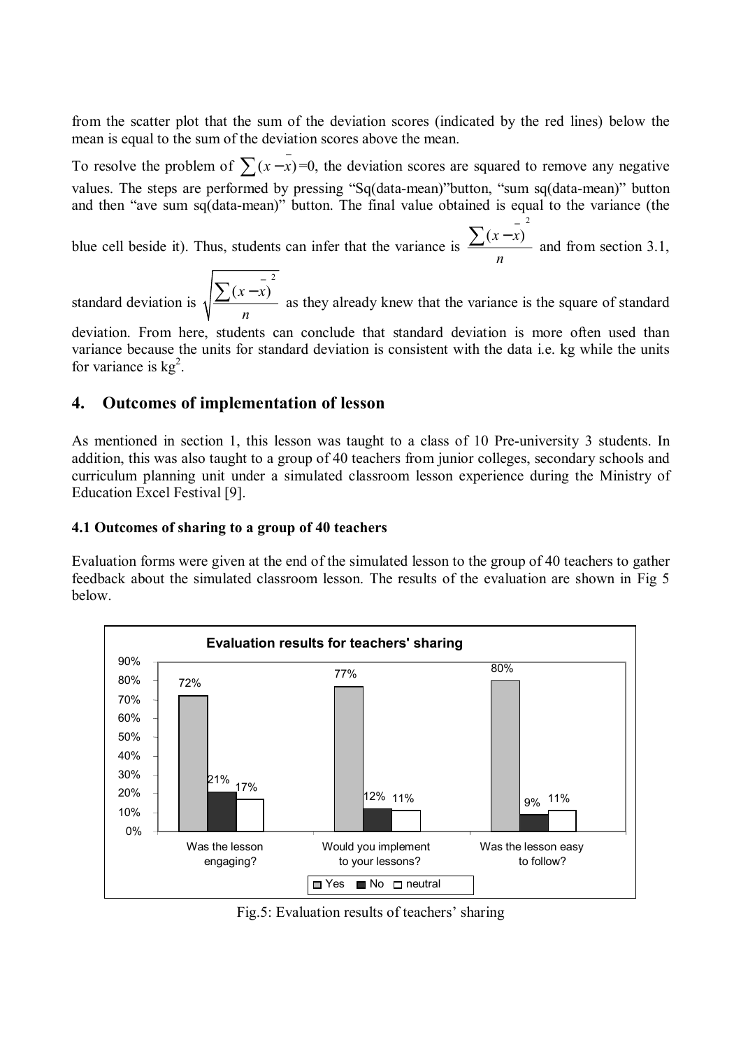from the scatter plot that the sum of the deviation scores (indicated by the red lines) below the mean is equal to the sum of the deviation scores above the mean.

To resolve the problem of $\sum(x-\bar{x})=0$, the deviation scores are squared to remove any negative values. The steps are performed by pressing "Sq(data-mean)"button, "sum sq(data-mean)" button and then "ave sum sq(data-mean)" button. The final value obtained is equal to the variance (the blue cell beside it). Thus, students can infer that the variance is $\frac{\sum(x-\bar{x})^2}{n}$ and from section 3.1, standard deviation is $\sqrt{\frac{\sum(x-\bar{x})^2}{n}}$ as they already knew that the variance is the square of standard deviation. From here, students can conclude that standard deviation is more often used than variance because the units for standard deviation is consistent with the data i.e. kg while the units for variance is $kg^2$.

## 4. Outcomes of implementation of lesson

As mentioned in section 1, this lesson was taught to a class of 10 Pre-university 3 students. In addition, this was also taught to a group of 40 teachers from junior colleges, secondary schools and curriculum planning unit under a simulated classroom lesson experience during the Ministry of Education Excel Festival [9].

### 4.1 Outcomes of sharing to a group of 40 teachers

Evaluation forms were given at the end of the simulated lesson to the group of 40 teachers to gather feedback about the simulated classroom lesson. The results of the evaluation are shown in Fig 5 below.

**Evaluation results for teachers' sharing**

| | Yes | No | neutral |
|---|---|---|---|
| Was the lesson engaging? | 72% | 21% | 17% |
| Would you implement to your lessons? | 77% | 12% | 11% |
| Was the lesson easy to follow? | 80% | 9% | 11% |

Fig.5: Evaluation results of teachers' sharing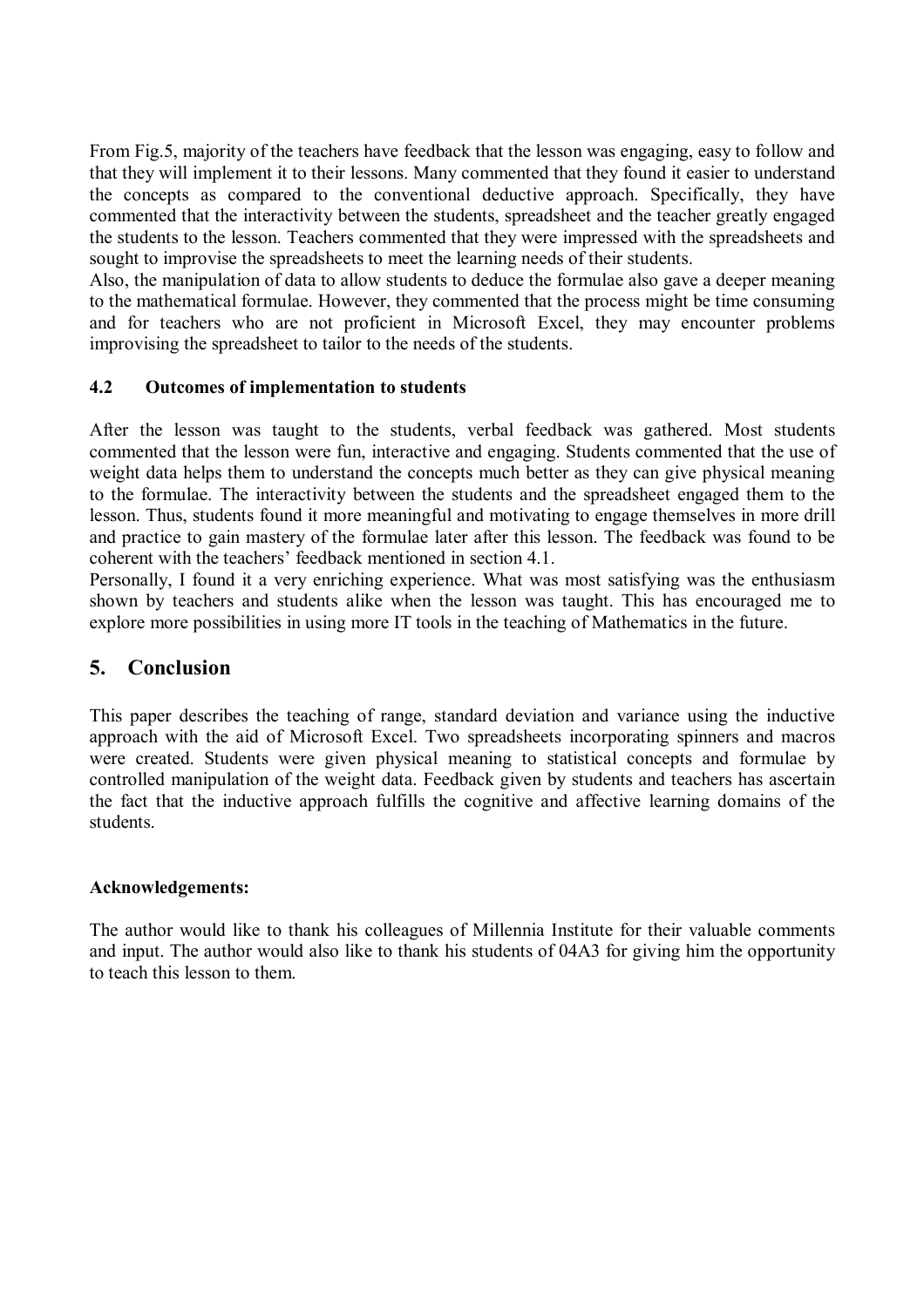From Fig.5, majority of the teachers have feedback that the lesson was engaging, easy to follow and that they will implement it to their lessons. Many commented that they found it easier to understand the concepts as compared to the conventional deductive approach. Specifically, they have commented that the interactivity between the students, spreadsheet and the teacher greatly engaged the students to the lesson. Teachers commented that they were impressed with the spreadsheets and sought to improvise the spreadsheets to meet the learning needs of their students.

Also, the manipulation of data to allow students to deduce the formulae also gave a deeper meaning to the mathematical formulae. However, they commented that the process might be time consuming and for teachers who are not proficient in Microsoft Excel, they may encounter problems improvising the spreadsheet to tailor to the needs of the students.

### 4.2 Outcomes of implementation to students

After the lesson was taught to the students, verbal feedback was gathered. Most students commented that the lesson were fun, interactive and engaging. Students commented that the use of weight data helps them to understand the concepts much better as they can give physical meaning to the formulae. The interactivity between the students and the spreadsheet engaged them to the lesson. Thus, students found it more meaningful and motivating to engage themselves in more drill and practice to gain mastery of the formulae later after this lesson. The feedback was found to be coherent with the teachers' feedback mentioned in section 4.1.

Personally, I found it a very enriching experience. What was most satisfying was the enthusiasm shown by teachers and students alike when the lesson was taught. This has encouraged me to explore more possibilities in using more IT tools in the teaching of Mathematics in the future.

## 5. Conclusion

This paper describes the teaching of range, standard deviation and variance using the inductive approach with the aid of Microsoft Excel. Two spreadsheets incorporating spinners and macros were created. Students were given physical meaning to statistical concepts and formulae by controlled manipulation of the weight data. Feedback given by students and teachers has ascertain the fact that the inductive approach fulfills the cognitive and affective learning domains of the students.

**Acknowledgements:**

The author would like to thank his colleagues of Millennia Institute for their valuable comments and input. The author would also like to thank his students of 04A3 for giving him the opportunity to teach this lesson to them.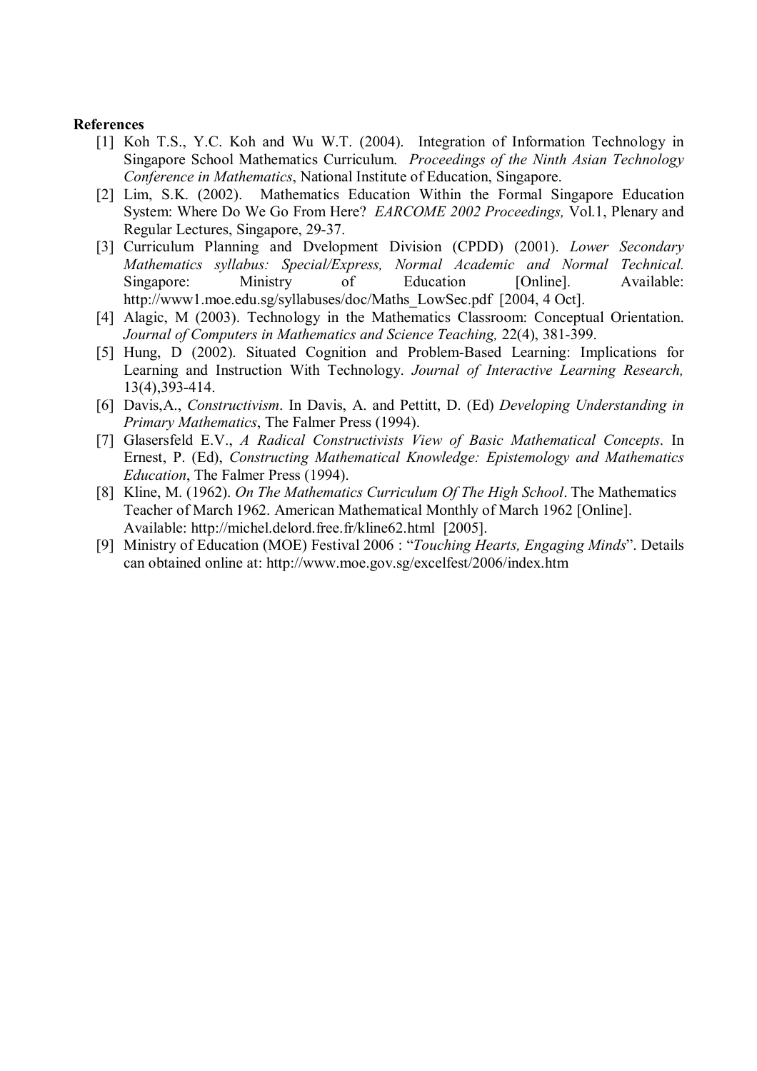**References**

[1] Koh T.S., Y.C. Koh and Wu W.T. (2004). Integration of Information Technology in Singapore School Mathematics Curriculum. *Proceedings of the Ninth Asian Technology Conference in Mathematics*, National Institute of Education, Singapore.

[2] Lim, S.K. (2002). Mathematics Education Within the Formal Singapore Education System: Where Do We Go From Here? *EARCOME 2002 Proceedings,* Vol.1, Plenary and Regular Lectures, Singapore, 29-37.

[3] Curriculum Planning and Dvelopment Division (CPDD) (2001). *Lower Secondary Mathematics syllabus: Special/Express, Normal Academic and Normal Technical.* Singapore: Ministry of Education [Online]. Available: http://www1.moe.edu.sg/syllabuses/doc/Maths_LowSec.pdf [2004, 4 Oct].

[4] Alagic, M (2003). Technology in the Mathematics Classroom: Conceptual Orientation. *Journal of Computers in Mathematics and Science Teaching,* 22(4), 381-399.

[5] Hung, D (2002). Situated Cognition and Problem-Based Learning: Implications for Learning and Instruction With Technology. *Journal of Interactive Learning Research,* 13(4),393-414.

[6] Davis,A., *Constructivism*. In Davis, A. and Pettitt, D. (Ed) *Developing Understanding in Primary Mathematics*, The Falmer Press (1994).

[7] Glasersfeld E.V., *A Radical Constructivists View of Basic Mathematical Concepts*. In Ernest, P. (Ed), *Constructing Mathematical Knowledge: Epistemology and Mathematics Education*, The Falmer Press (1994).

[8] Kline, M. (1962). *On The Mathematics Curriculum Of The High School*. The Mathematics Teacher of March 1962. American Mathematical Monthly of March 1962 [Online]. Available: http://michel.delord.free.fr/kline62.html [2005].

[9] Ministry of Education (MOE) Festival 2006 : "*Touching Hearts, Engaging Minds*". Details can obtained online at: http://www.moe.gov.sg/excelfest/2006/index.htm